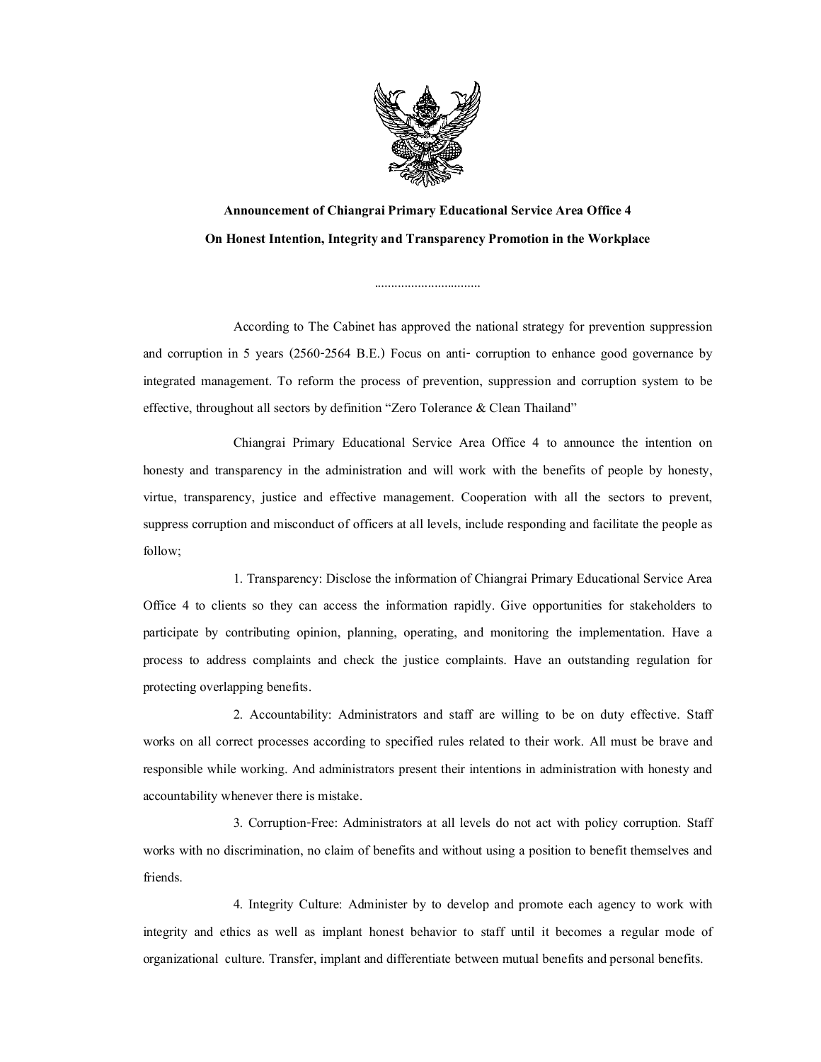**Announcement of Chiangrai Primary Educational Service Area Office 4**

**On Honest Intention, Integrity and Transparency Promotion in the Workplace**

................................

According to The Cabinet has approved the national strategy for prevention suppression and corruption in 5 years (2560-2564 B.E.) Focus on anti- corruption to enhance good governance by integrated management. To reform the process of prevention, suppression and corruption system to be effective, throughout all sectors by definition "Zero Tolerance & Clean Thailand"

Chiangrai Primary Educational Service Area Office 4 to announce the intention on honesty and transparency in the administration and will work with the benefits of people by honesty, virtue, transparency, justice and effective management. Cooperation with all the sectors to prevent, suppress corruption and misconduct of officers at all levels, include responding and facilitate the people as follow;

1. Transparency: Disclose the information of Chiangrai Primary Educational Service Area Office 4 to clients so they can access the information rapidly. Give opportunities for stakeholders to participate by contributing opinion, planning, operating, and monitoring the implementation. Have a process to address complaints and check the justice complaints. Have an outstanding regulation for protecting overlapping benefits.

2. Accountability: Administrators and staff are willing to be on duty effective. Staff works on all correct processes according to specified rules related to their work. All must be brave and responsible while working. And administrators present their intentions in administration with honesty and accountability whenever there is mistake.

3. Corruption-Free: Administrators at all levels do not act with policy corruption. Staff works with no discrimination, no claim of benefits and without using a position to benefit themselves and friends.

4. Integrity Culture: Administer by to develop and promote each agency to work with integrity and ethics as well as implant honest behavior to staff until it becomes a regular mode of organizational culture. Transfer, implant and differentiate between mutual benefits and personal benefits.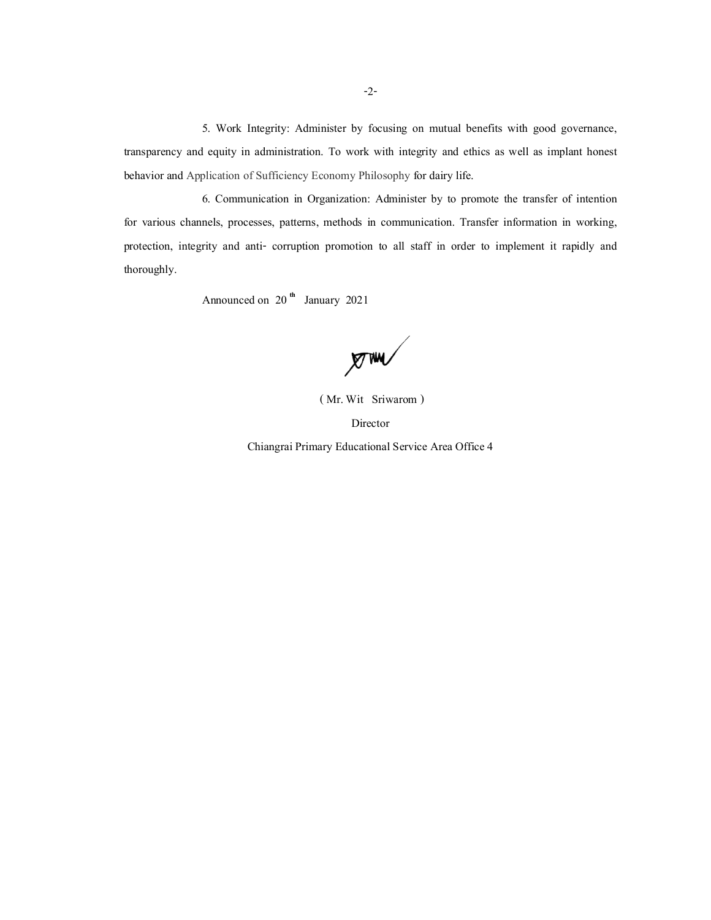5. Work Integrity: Administer by focusing on mutual benefits with good governance, transparency and equity in administration. To work with integrity and ethics as well as implant honest behavior and Application of Sufficiency Economy Philosophy for dairy life.

6. Communication in Organization: Administer by to promote the transfer of intention for various channels, processes, patterns, methods in communication. Transfer information in working, protection, integrity and anti- corruption promotion to all staff in order to implement it rapidly and thoroughly.

Announced on 20[th] January 2021

( Mr. Wit Sriwarom )

Director

Chiangrai Primary Educational Service Area Office 4